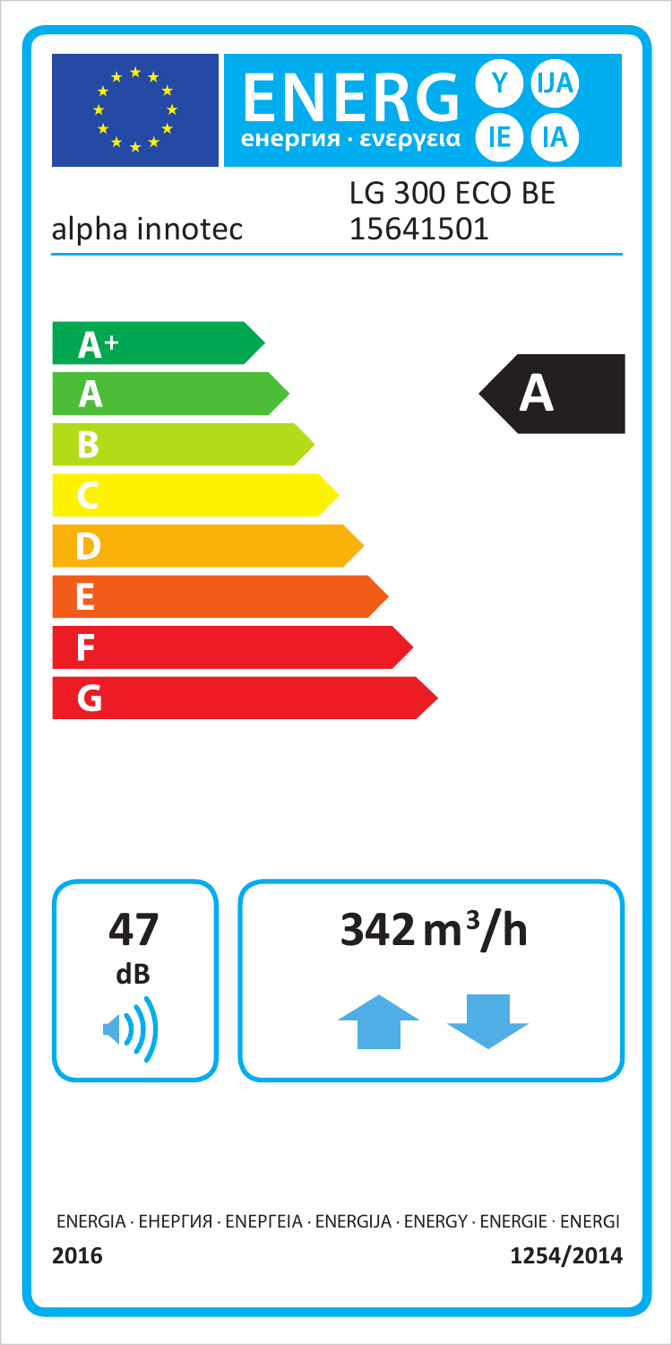# ENERG Y IJA IE IA

енергия · ενεργεια

alpha innotec

LG 300 ECO BE
15641501

- A+
- A
- B
- C
- D
- E
- F
- G

**A**

**47** **dB**

**342 m³/h**

ENERGIA · ЕНЕРГИЯ · ΕΝΕΡΓΕΙΑ · ENERGIJA · ENERGY · ENERGIE · ENERGI

**2016** **1254/2014**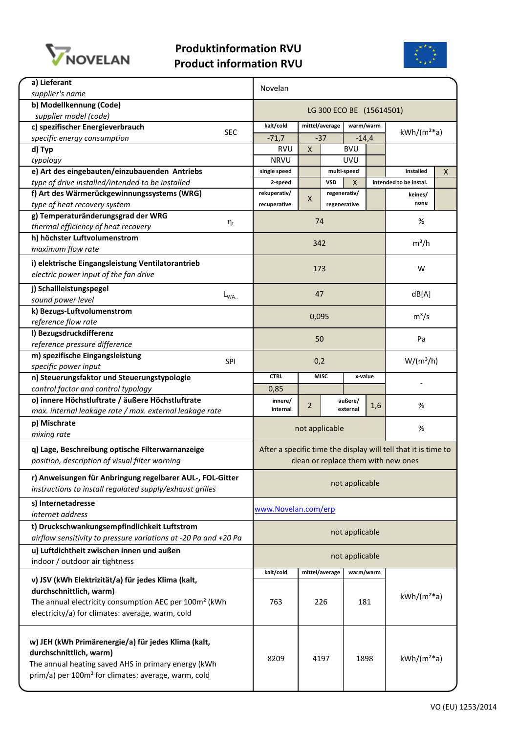# Produktinformation RVU
# Product information RVU

| | | | | | | | | |
|---|---|---|---|---|---|---|---|---|
| **a) Lieferant** *supplier's name* | | Novelan | | | | | | |
| **b) Modellkennung (Code)** *supplier model (code)* | | LG 300 ECO BE (15614501) | | | | | | |
| **c) spezifischer Energieverbrauch** *specific energy consumption* | SEC | kalt/cold | mittel/average | | warm/warm | | kWh/(m²*a) | |
| | | -71,7 | -37 | | -14,4 | | | |
| **d) Typ** *typology* | | RVU | X | BVU | | | | |
| | | NRVU | | UVU | | | | |
| **e) Art des eingebauten/einzubauenden Antriebs** *type of drive installed/intended to be installed* | | single speed | | multi-speed | | | installed | X |
| | | 2-speed | | VSD | X | | intended to be instal. | |
| **f) Art des Wärmerückgewinnungssystems (WRG)** *type of heat recovery system* | | rekuperativ/ recuperative | X | regenerativ/ regenerative | | | keines/ none | |
| **g) Temperaturänderungsgrad der WRG** *thermal efficiency of heat recovery* | $\eta_t$ | 74 | | | | | % | |
| **h) höchster Luftvolumenstrom** *maximum flow rate* | | 342 | | | | | m³/h | |
| **i) elektrische Eingangsleistung Ventilatorantrieb** *electric power input of the fan drive* | | 173 | | | | | W | |
| **j) Schallleistungspegel** *sound power level* | $L_{WA}$ | 47 | | | | | dB[A] | |
| **k) Bezugs-Luftvolumenstrom** *reference flow rate* | | 0,095 | | | | | m³/s | |
| **l) Bezugsdruckdifferenz** *reference pressure difference* | | 50 | | | | | Pa | |
| **m) spezifische Eingangsleistung** *specific power input* | SPI | 0,2 | | | | | W/(m³/h) | |
| **n) Steuerungsfaktor und Steuerungstypologie** *control factor and control typology* | | CTRL | MISC | | x-value | | - | |
| | | 0,85 | | | | | | |
| **o) innere Höchstluftrate / äußere Höchstluftrate** *max. internal leakage rate / max. external leakage rate* | | innere/ internal | 2 | äußere/ external | 1,6 | | % | |
| **p) Mischrate** *mixing rate* | | not applicable | | | | | % | |
| **q) Lage, Beschreibung optische Filterwarnanzeige** *position, description of visual filter warning* | | After a specific time the display will tell that it is time to clean or replace them with new ones | | | | | | |
| **r) Anweisungen für Anbringung regelbarer AUL-, FOL-Gitter** *instructions to install regulated supply/exhaust grilles* | | not applicable | | | | | | |
| **s) Internetadresse** *internet address* | | www.Novelan.com/erp | | | | | | |
| **t) Druckschwankungsempfindlichkeit Luftstrom** *airflow sensitivity to pressure variations at -20 Pa and +20 Pa* | | not applicable | | | | | | |
| **u) Luftdichtheit zwischen innen und außen** indoor / outdoor air tightness | | not applicable | | | | | | |
| **v) JSV (kWh Elektrizität/a) für jedes Klima (kalt, durchschnittlich, warm)** The annual electricity consumption AEC per 100m² (kWh electricity/a) for climates: average, warm, cold | | kalt/cold | mittel/average | | warm/warm | | kWh/(m²*a) | |
| | | 763 | 226 | | 181 | | | |
| **w) JEH (kWh Primärenergie/a) für jedes Klima (kalt, durchschnittlich, warm)** The annual heating saved AHS in primary energy (kWh prim/a) per 100m² for climates: average, warm, cold | | 8209 | 4197 | | 1898 | | kWh/(m²*a) | |

VO (EU) 1253/2014